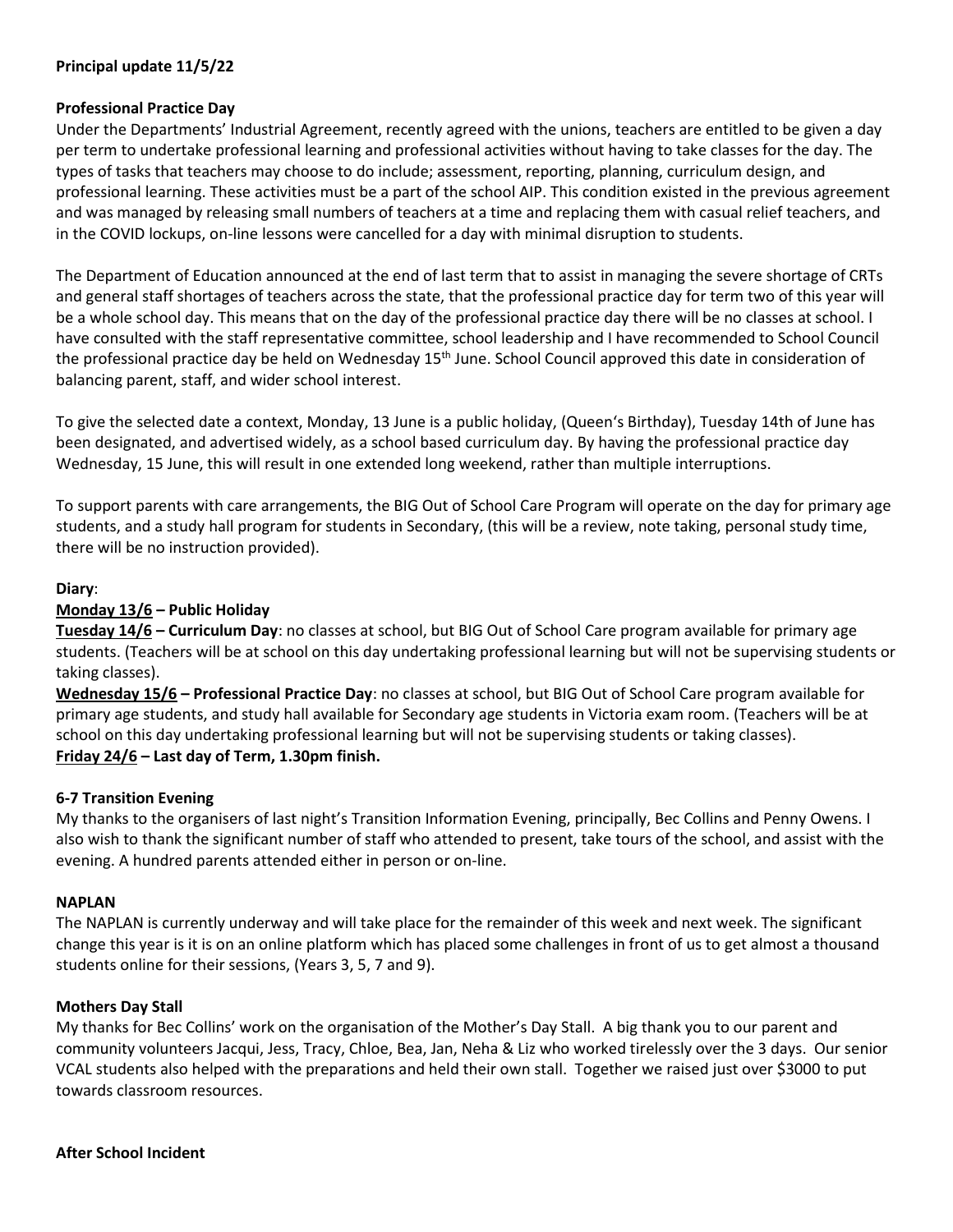**Principal update 11/5/22**

**Professional Practice Day**

Under the Departments' Industrial Agreement, recently agreed with the unions, teachers are entitled to be given a day per term to undertake professional learning and professional activities without having to take classes for the day. The types of tasks that teachers may choose to do include; assessment, reporting, planning, curriculum design, and professional learning. These activities must be a part of the school AIP. This condition existed in the previous agreement and was managed by releasing small numbers of teachers at a time and replacing them with casual relief teachers, and in the COVID lockups, on-line lessons were cancelled for a day with minimal disruption to students.

The Department of Education announced at the end of last term that to assist in managing the severe shortage of CRTs and general staff shortages of teachers across the state, that the professional practice day for term two of this year will be a whole school day. This means that on the day of the professional practice day there will be no classes at school. I have consulted with the staff representative committee, school leadership and I have recommended to School Council the professional practice day be held on Wednesday 15th June. School Council approved this date in consideration of balancing parent, staff, and wider school interest.

To give the selected date a context, Monday, 13 June is a public holiday, (Queen's Birthday), Tuesday 14th of June has been designated, and advertised widely, as a school based curriculum day. By having the professional practice day Wednesday, 15 June, this will result in one extended long weekend, rather than multiple interruptions.

To support parents with care arrangements, the BIG Out of School Care Program will operate on the day for primary age students, and a study hall program for students in Secondary, (this will be a review, note taking, personal study time, there will be no instruction provided).

**Diary**:

**Monday 13/6 – Public Holiday**

**Tuesday 14/6 – Curriculum Day**: no classes at school, but BIG Out of School Care program available for primary age students. (Teachers will be at school on this day undertaking professional learning but will not be supervising students or taking classes).

**Wednesday 15/6 – Professional Practice Day**: no classes at school, but BIG Out of School Care program available for primary age students, and study hall available for Secondary age students in Victoria exam room. (Teachers will be at school on this day undertaking professional learning but will not be supervising students or taking classes).

**Friday 24/6 – Last day of Term, 1.30pm finish.**

**6-7 Transition Evening**

My thanks to the organisers of last night's Transition Information Evening, principally, Bec Collins and Penny Owens. I also wish to thank the significant number of staff who attended to present, take tours of the school, and assist with the evening. A hundred parents attended either in person or on-line.

**NAPLAN**

The NAPLAN is currently underway and will take place for the remainder of this week and next week. The significant change this year is it is on an online platform which has placed some challenges in front of us to get almost a thousand students online for their sessions, (Years 3, 5, 7 and 9).

**Mothers Day Stall**

My thanks for Bec Collins' work on the organisation of the Mother's Day Stall. A big thank you to our parent and community volunteers Jacqui, Jess, Tracy, Chloe, Bea, Jan, Neha & Liz who worked tirelessly over the 3 days. Our senior VCAL students also helped with the preparations and held their own stall. Together we raised just over $3000 to put towards classroom resources.

**After School Incident**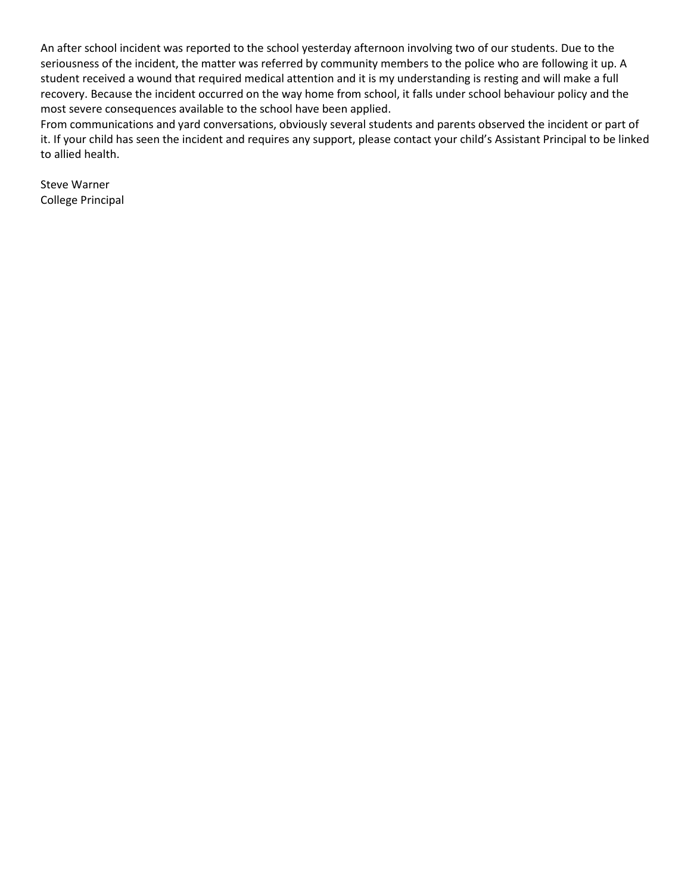An after school incident was reported to the school yesterday afternoon involving two of our students. Due to the seriousness of the incident, the matter was referred by community members to the police who are following it up. A student received a wound that required medical attention and it is my understanding is resting and will make a full recovery. Because the incident occurred on the way home from school, it falls under school behaviour policy and the most severe consequences available to the school have been applied.

From communications and yard conversations, obviously several students and parents observed the incident or part of it. If your child has seen the incident and requires any support, please contact your child's Assistant Principal to be linked to allied health.

Steve Warner
College Principal